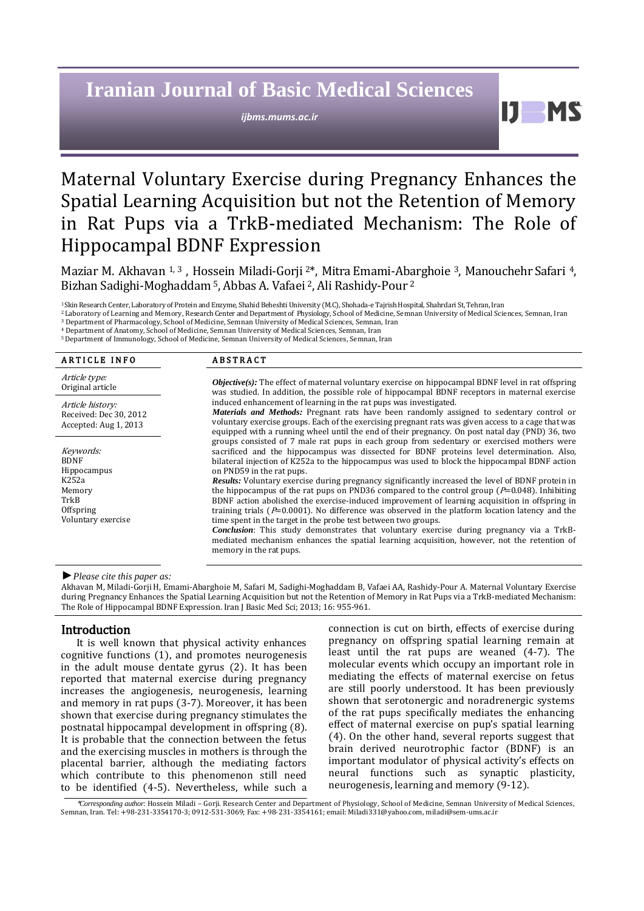# Maternal Voluntary Exercise during Pregnancy Enhances the Spatial Learning Acquisition but not the Retention of Memory in Rat Pups via a TrkB-mediated Mechanism: The Role of Hippocampal BDNF Expression

Maziar M. Akhavan [1, 3], Hossein Miladi-Gorji [2]*, Mitra Emami-Abarghoie [3], Manouchehr Safari [4], Bizhan Sadighi-Moghaddam [5], Abbas A. Vafaei [2], Ali Rashidy-Pour [2]

[1] Skin Research Center, Laboratory of Protein and Enzyme, Shahid Beheshti University (M.C), Shohada-e Tajrish Hospital, Shahrdari St, Tehran, Iran
[2] Laboratory of Learning and Memory, Research Center and Department of Physiology, School of Medicine, Semnan University of Medical Sciences, Semnan, Iran
[3] Department of Pharmacology, School of Medicine, Semnan University of Medical Sciences, Semnan, Iran
[4] Department of Anatomy, School of Medicine, Semnan University of Medical Sciences, Semnan, Iran
[5] Department of Immunology, School of Medicine, Semnan University of Medical Sciences, Semnan, Iran

## ARTICLE INFO

*Article type:*
Original article

*Article history:*
Received: Dec 30, 2012
Accepted: Aug 1, 2013

*Keywords:*
BDNF
Hippocampus
K252a
Memory
TrkB
Offspring
Voluntary exercise

## ABSTRACT

***Objective(s):*** The effect of maternal voluntary exercise on hippocampal BDNF level in rat offspring was studied. In addition, the possible role of hippocampal BDNF receptors in maternal exercise induced enhancement of learning in the rat pups was investigated.

***Materials and Methods:*** Pregnant rats have been randomly assigned to sedentary control or voluntary exercise groups. Each of the exercising pregnant rats was given access to a cage that was equipped with a running wheel until the end of their pregnancy. On post natal day (PND) 36, two groups consisted of 7 male rat pups in each group from sedentary or exercised mothers were sacrificed and the hippocampus was dissected for BDNF proteins level determination. Also, bilateral injection of K252a to the hippocampus was used to block the hippocampal BDNF action on PND59 in the rat pups.

***Results:*** Voluntary exercise during pregnancy significantly increased the level of BDNF protein in the hippocampus of the rat pups on PND36 compared to the control group ($P$=0.048). Inhibiting BDNF action abolished the exercise-induced improvement of learning acquisition in offspring in training trials ($P$=0.0001). No difference was observed in the platform location latency and the time spent in the target in the probe test between two groups.

***Conclusion***: This study demonstrates that voluntary exercise during pregnancy via a TrkB-mediated mechanism enhances the spatial learning acquisition, however, not the retention of memory in the rat pups.

► *Please cite this paper as:*

Akhavan M, Miladi-Gorji H, Emami-Abarghoie M, Safari M, Sadighi-Moghaddam B, Vafaei AA, Rashidy-Pour A. Maternal Voluntary Exercise during Pregnancy Enhances the Spatial Learning Acquisition but not the Retention of Memory in Rat Pups via a TrkB-mediated Mechanism: The Role of Hippocampal BDNF Expression. Iran J Basic Med Sci; 2013; 16: 955-961.

## Introduction

It is well known that physical activity enhances cognitive functions (1), and promotes neurogenesis in the adult mouse dentate gyrus (2). It has been reported that maternal exercise during pregnancy increases the angiogenesis, neurogenesis, learning and memory in rat pups (3-7). Moreover, it has been shown that exercise during pregnancy stimulates the postnatal hippocampal development in offspring (8). It is probable that the connection between the fetus and the exercising muscles in mothers is through the placental barrier, although the mediating factors which contribute to this phenomenon still need to be identified (4-5). Nevertheless, while such a connection is cut on birth, effects of exercise during pregnancy on offspring spatial learning remain at least until the rat pups are weaned (4-7). The molecular events which occupy an important role in mediating the effects of maternal exercise on fetus are still poorly understood. It has been previously shown that serotonergic and noradrenergic systems of the rat pups specifically mediates the enhancing effect of maternal exercise on pup's spatial learning (4). On the other hand, several reports suggest that brain derived neurotrophic factor (BDNF) is an important modulator of physical activity's effects on neural functions such as synaptic plasticity, neurogenesis, learning and memory (9-12).

*Corresponding author: Hossein Miladi – Gorji. Research Center and Department of Physiology, School of Medicine, Semnan University of Medical Sciences, Semnan, Iran. Tel: +98-231-3354170-3; 0912-531-3069; Fax: +98-231-3354161; email: Miladi331@yahoo.com, miladi@sem-ums.ac.ir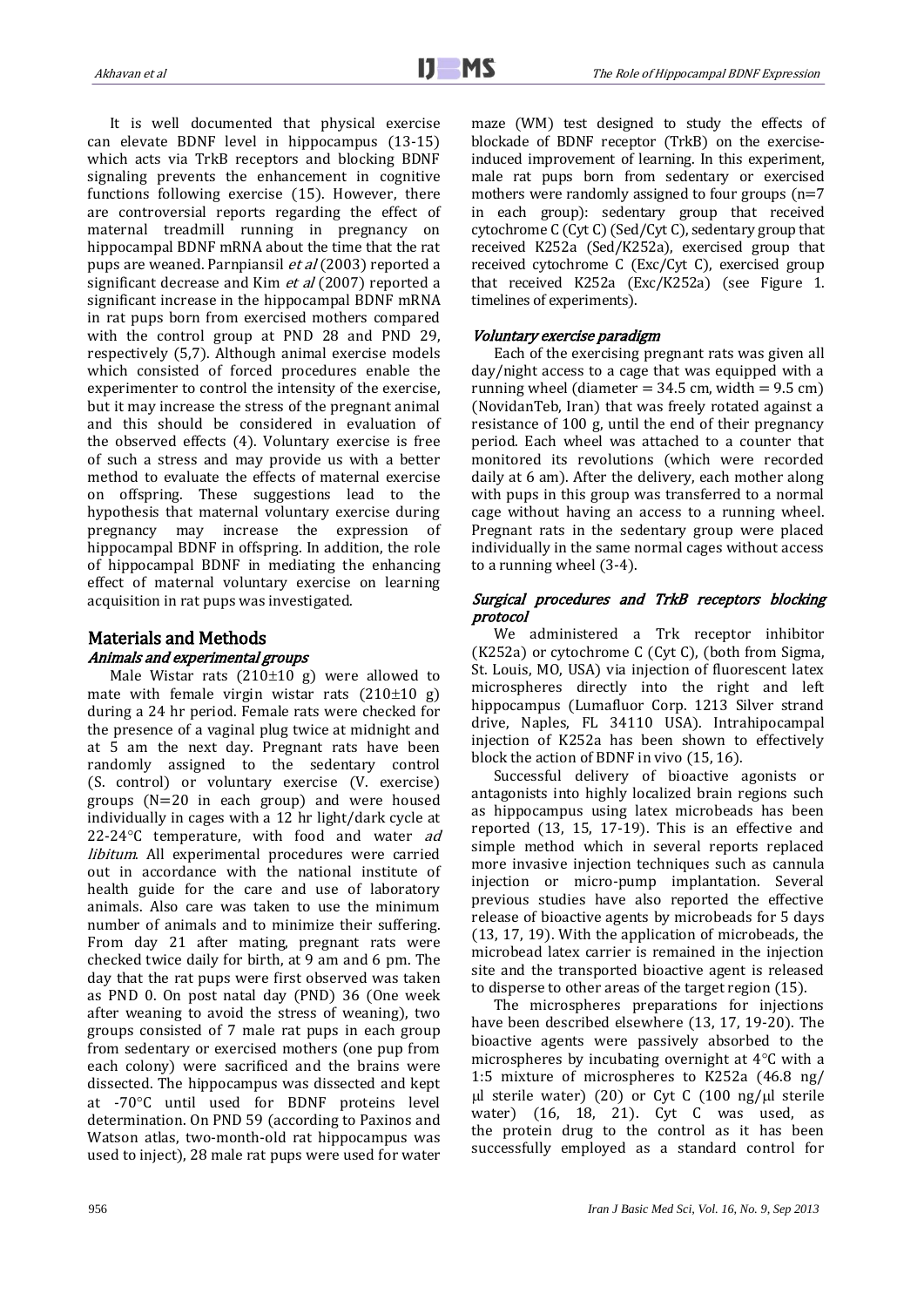It is well documented that physical exercise can elevate BDNF level in hippocampus (13-15) which acts via TrkB receptors and blocking BDNF signaling prevents the enhancement in cognitive functions following exercise (15). However, there are controversial reports regarding the effect of maternal treadmill running in pregnancy on hippocampal BDNF mRNA about the time that the rat pups are weaned. Parnpiansil *et al* (2003) reported a significant decrease and Kim *et al* (2007) reported a significant increase in the hippocampal BDNF mRNA in rat pups born from exercised mothers compared with the control group at PND 28 and PND 29, respectively (5,7). Although animal exercise models which consisted of forced procedures enable the experimenter to control the intensity of the exercise, but it may increase the stress of the pregnant animal and this should be considered in evaluation of the observed effects (4). Voluntary exercise is free of such a stress and may provide us with a better method to evaluate the effects of maternal exercise on offspring. These suggestions lead to the hypothesis that maternal voluntary exercise during pregnancy may increase the expression of hippocampal BDNF in offspring. In addition, the role of hippocampal BDNF in mediating the enhancing effect of maternal voluntary exercise on learning acquisition in rat pups was investigated.

## Materials and Methods

### *Animals and experimental groups*

Male Wistar rats (210±10 g) were allowed to mate with female virgin wistar rats (210±10 g) during a 24 hr period. Female rats were checked for the presence of a vaginal plug twice at midnight and at 5 am the next day. Pregnant rats have been randomly assigned to the sedentary control (S. control) or voluntary exercise (V. exercise) groups (N=20 in each group) and were housed individually in cages with a 12 hr light/dark cycle at 22-24°C temperature, with food and water *ad libitum*. All experimental procedures were carried out in accordance with the national institute of health guide for the care and use of laboratory animals. Also care was taken to use the minimum number of animals and to minimize their suffering. From day 21 after mating, pregnant rats were checked twice daily for birth, at 9 am and 6 pm. The day that the rat pups were first observed was taken as PND 0. On post natal day (PND) 36 (One week after weaning to avoid the stress of weaning), two groups consisted of 7 male rat pups in each group from sedentary or exercised mothers (one pup from each colony) were sacrificed and the brains were dissected. The hippocampus was dissected and kept at -70°C until used for BDNF proteins level determination. On PND 59 (according to Paxinos and Watson atlas, two-month-old rat hippocampus was used to inject), 28 male rat pups were used for water maze (WM) test designed to study the effects of blockade of BDNF receptor (TrkB) on the exercise-induced improvement of learning. In this experiment, male rat pups born from sedentary or exercised mothers were randomly assigned to four groups (n=7 in each group): sedentary group that received cytochrome C (Cyt C) (Sed/Cyt C), sedentary group that received K252a (Sed/K252a), exercised group that received cytochrome C (Exc/Cyt C), exercised group that received K252a (Exc/K252a) (see Figure 1. timelines of experiments).

### *Voluntary exercise paradigm*

Each of the exercising pregnant rats was given all day/night access to a cage that was equipped with a running wheel (diameter = 34.5 cm, width = 9.5 cm) (NovidanTeb, Iran) that was freely rotated against a resistance of 100 g, until the end of their pregnancy period. Each wheel was attached to a counter that monitored its revolutions (which were recorded daily at 6 am). After the delivery, each mother along with pups in this group was transferred to a normal cage without having an access to a running wheel. Pregnant rats in the sedentary group were placed individually in the same normal cages without access to a running wheel (3-4).

### *Surgical procedures and TrkB receptors blocking protocol*

We administered a Trk receptor inhibitor (K252a) or cytochrome C (Cyt C), (both from Sigma, St. Louis, MO, USA) via injection of fluorescent latex microspheres directly into the right and left hippocampus (Lumafluor Corp. 1213 Silver strand drive, Naples, FL 34110 USA). Intrahipocampal injection of K252a has been shown to effectively block the action of BDNF in vivo (15, 16).

Successful delivery of bioactive agonists or antagonists into highly localized brain regions such as hippocampus using latex microbeads has been reported (13, 15, 17-19). This is an effective and simple method which in several reports replaced more invasive injection techniques such as cannula injection or micro-pump implantation. Several previous studies have also reported the effective release of bioactive agents by microbeads for 5 days (13, 17, 19). With the application of microbeads, the microbead latex carrier is remained in the injection site and the transported bioactive agent is released to disperse to other areas of the target region (15).

The microspheres preparations for injections have been described elsewhere (13, 17, 19-20). The bioactive agents were passively absorbed to the microspheres by incubating overnight at 4°C with a 1:5 mixture of microspheres to K252a (46.8 ng/μl sterile water) (20) or Cyt C (100 ng/μl sterile water) (16, 18, 21). Cyt C was used, as the protein drug to the control as it has been successfully employed as a standard control for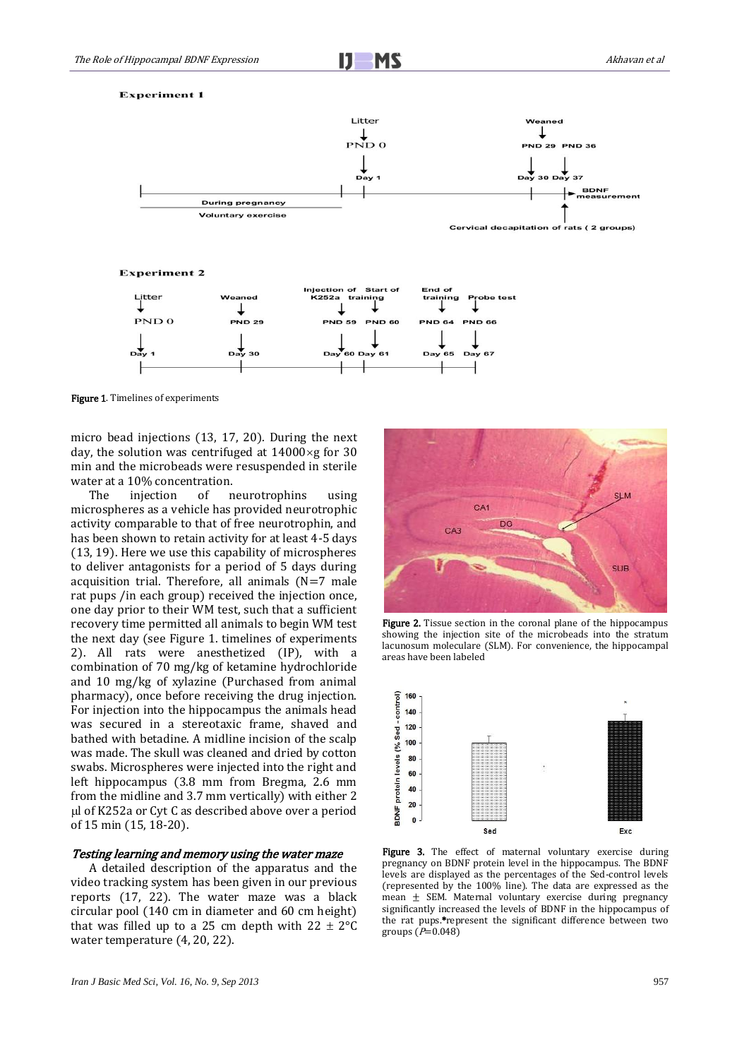**Experiment 1**

**Experiment 2**

**Figure 1**. Timelines of experiments

micro bead injections (13, 17, 20). During the next day, the solution was centrifuged at 14000×g for 30 min and the microbeads were resuspended in sterile water at a 10% concentration.

The injection of neurotrophins using microspheres as a vehicle has provided neurotrophic activity comparable to that of free neurotrophin, and has been shown to retain activity for at least 4-5 days (13, 19). Here we use this capability of microspheres to deliver antagonists for a period of 5 days during acquisition trial. Therefore, all animals (N=7 male rat pups /in each group) received the injection once, one day prior to their WM test, such that a sufficient recovery time permitted all animals to begin WM test the next day (see Figure 1. timelines of experiments 2). All rats were anesthetized (IP), with a combination of 70 mg/kg of ketamine hydrochloride and 10 mg/kg of xylazine (Purchased from animal pharmacy), once before receiving the drug injection. For injection into the hippocampus the animals head was secured in a stereotaxic frame, shaved and bathed with betadine. A midline incision of the scalp was made. The skull was cleaned and dried by cotton swabs. Microspheres were injected into the right and left hippocampus (3.8 mm from Bregma, 2.6 mm from the midline and 3.7 mm vertically) with either 2 µl of K252a or Cyt C as described above over a period of 15 min (15, 18-20).

### *Testing learning and memory using the water maze*

A detailed description of the apparatus and the video tracking system has been given in our previous reports (17, 22). The water maze was a black circular pool (140 cm in diameter and 60 cm height) that was filled up to a 25 cm depth with 22 ± 2°C water temperature (4, 20, 22).

**Figure 2.** Tissue section in the coronal plane of the hippocampus showing the injection site of the microbeads into the stratum lacunosum moleculare (SLM). For convenience, the hippocampal areas have been labeled

**Figure 3.** The effect of maternal voluntary exercise during pregnancy on BDNF protein level in the hippocampus. The BDNF levels are displayed as the percentages of the Sed-control levels (represented by the 100% line). The data are expressed as the mean ± SEM. Maternal voluntary exercise during pregnancy significantly increased the levels of BDNF in the hippocampus of the rat pups.*represent the significant difference between two groups (*P*=0.048)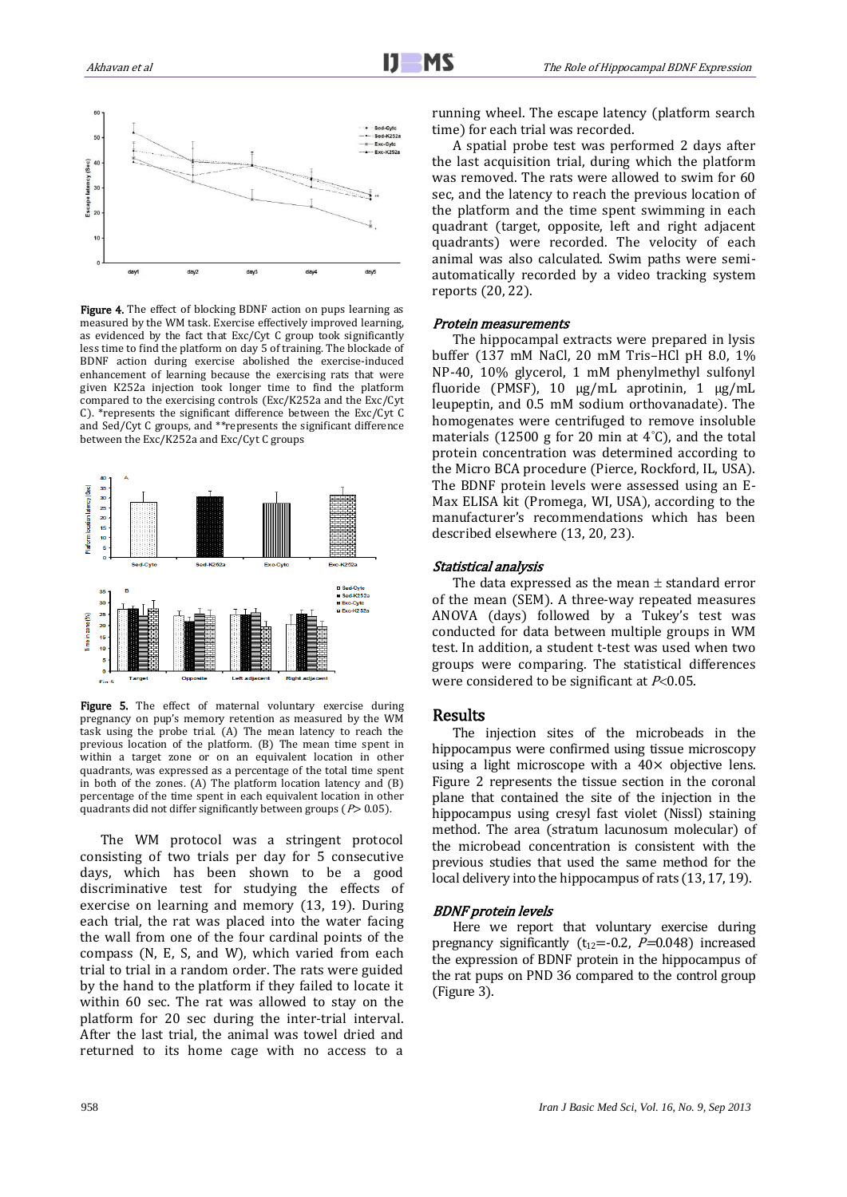Figure 4. The effect of blocking BDNF action on pups learning as measured by the WM task. Exercise effectively improved learning, as evidenced by the fact that Exc/Cyt C group took significantly less time to find the platform on day 5 of training. The blockade of BDNF action during exercise abolished the exercise-induced enhancement of learning because the exercising rats that were given K252a injection took longer time to find the platform compared to the exercising controls (Exc/K252a and the Exc/Cyt C). *represents the significant difference between the Exc/Cyt C and Sed/Cyt C groups, and **represents the significant difference between the Exc/K252a and Exc/Cyt C groups

Figure 5. The effect of maternal voluntary exercise during pregnancy on pup's memory retention as measured by the WM task using the probe trial. (A) The mean latency to reach the previous location of the platform. (B) The mean time spent in within a target zone or on an equivalent location in other quadrants, was expressed as a percentage of the total time spent in both of the zones. (A) The platform location latency and (B) percentage of the time spent in each equivalent location in other quadrants did not differ significantly between groups ($P > 0.05$).

The WM protocol was a stringent protocol consisting of two trials per day for 5 consecutive days, which has been shown to be a good discriminative test for studying the effects of exercise on learning and memory (13, 19). During each trial, the rat was placed into the water facing the wall from one of the four cardinal points of the compass (N, E, S, and W), which varied from each trial to trial in a random order. The rats were guided by the hand to the platform if they failed to locate it within 60 sec. The rat was allowed to stay on the platform for 20 sec during the inter-trial interval. After the last trial, the animal was towel dried and returned to its home cage with no access to a running wheel. The escape latency (platform search time) for each trial was recorded.

A spatial probe test was performed 2 days after the last acquisition trial, during which the platform was removed. The rats were allowed to swim for 60 sec, and the latency to reach the previous location of the platform and the time spent swimming in each quadrant (target, opposite, left and right adjacent quadrants) were recorded. The velocity of each animal was also calculated. Swim paths were semi-automatically recorded by a video tracking system reports (20, 22).

### *Protein measurements*

The hippocampal extracts were prepared in lysis buffer (137 mM NaCl, 20 mM Tris–HCl pH 8.0, 1% NP-40, 10% glycerol, 1 mM phenylmethyl sulfonyl fluoride (PMSF), 10 μg/mL aprotinin, 1 μg/mL leupeptin, and 0.5 mM sodium orthovanadate). The homogenates were centrifuged to remove insoluble materials (12500 g for 20 min at 4°C), and the total protein concentration was determined according to the Micro BCA procedure (Pierce, Rockford, IL, USA). The BDNF protein levels were assessed using an E-Max ELISA kit (Promega, WI, USA), according to the manufacturer's recommendations which has been described elsewhere (13, 20, 23).

### *Statistical analysis*

The data expressed as the mean ± standard error of the mean (SEM). A three-way repeated measures ANOVA (days) followed by a Tukey's test was conducted for data between multiple groups in WM test. In addition, a student t-test was used when two groups were comparing. The statistical differences were considered to be significant at $P<0.05$.

## Results

The injection sites of the microbeads in the hippocampus were confirmed using tissue microscopy using a light microscope with a 40× objective lens. Figure 2 represents the tissue section in the coronal plane that contained the site of the injection in the hippocampus using cresyl fast violet (Nissl) staining method. The area (stratum lacunosum molecular) of the microbead concentration is consistent with the previous studies that used the same method for the local delivery into the hippocampus of rats (13, 17, 19).

### *BDNF protein levels*

Here we report that voluntary exercise during pregnancy significantly ($t_{12}=-0.2$, $P=0.048$) increased the expression of BDNF protein in the hippocampus of the rat pups on PND 36 compared to the control group (Figure 3).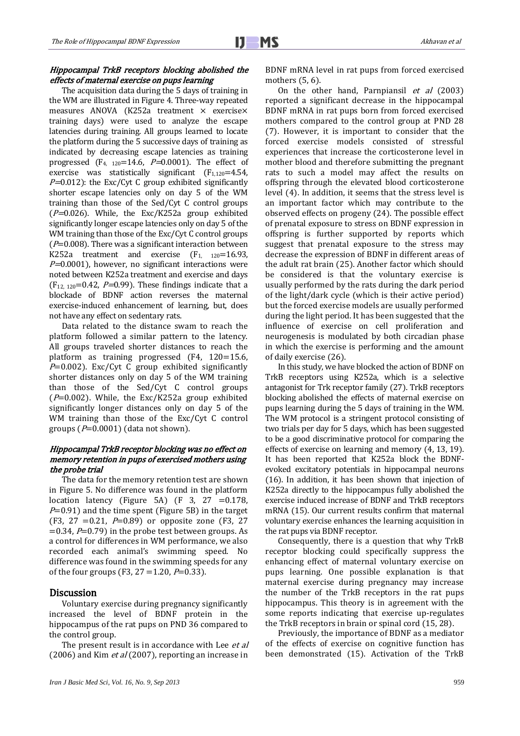### *Hippocampal TrkB receptors blocking abolished the effects of maternal exercise on pups learning*

The acquisition data during the 5 days of training in the WM are illustrated in Figure 4. Three-way repeated measures ANOVA (K252a treatment × exercise× training days) were used to analyze the escape latencies during training. All groups learned to locate the platform during the 5 successive days of training as indicated by decreasing escape latencies as training progressed ($F_{4,\ 120}$=14.6, *P*=0.0001). The effect of exercise was statistically significant ($F_{1,120}$=4.54, *P*=0.012): the Exc/Cyt C group exhibited significantly shorter escape latencies only on day 5 of the WM training than those of the Sed/Cyt C control groups (*P*=0.026). While, the Exc/K252a group exhibited significantly longer escape latencies only on day 5 of the WM training than those of the Exc/Cyt C control groups (*P*=0.008). There was a significant interaction between K252a treatment and exercise ($F_{1,\ 120}$=16.93, *P*=0.0001), however, no significant interactions were noted between K252a treatment and exercise and days ($F_{12,\ 120}$=0.42, *P*=0.99). These findings indicate that a blockade of BDNF action reverses the maternal exercise-induced enhancement of learning, but, does not have any effect on sedentary rats.

Data related to the distance swam to reach the platform followed a similar pattern to the latency. All groups traveled shorter distances to reach the platform as training progressed (F4, 120=15.6, *P*=0.002). Exc/Cyt C group exhibited significantly shorter distances only on day 5 of the WM training than those of the Sed/Cyt C control groups (*P*=0.002). While, the Exc/K252a group exhibited significantly longer distances only on day 5 of the WM training than those of the Exc/Cyt C control groups (*P*=0.0001) (data not shown).

### *Hippocampal TrkB receptor blocking was no effect on memory retention in pups of exercised mothers using the probe trial*

The data for the memory retention test are shown in Figure 5. No difference was found in the platform location latency (Figure 5A) (F 3, 27 =0.178, *P*=0.91) and the time spent (Figure 5B) in the target (F3, 27 =0.21, *P*=0.89) or opposite zone (F3, 27 =0.34, *P*=0.79) in the probe test between groups. As a control for differences in WM performance, we also recorded each animal's swimming speed. No difference was found in the swimming speeds for any of the four groups (F3, 27 =1.20, *P*=0.33).

## Discussion

Voluntary exercise during pregnancy significantly increased the level of BDNF protein in the hippocampus of the rat pups on PND 36 compared to the control group.

The present result is in accordance with Lee *et al* (2006) and Kim *et al* (2007), reporting an increase in BDNF mRNA level in rat pups from forced exercised mothers (5, 6).

On the other hand, Parnpiansil *et al* (2003) reported a significant decrease in the hippocampal BDNF mRNA in rat pups born from forced exercised mothers compared to the control group at PND 28 (7). However, it is important to consider that the forced exercise models consisted of stressful experiences that increase the corticosterone level in mother blood and therefore submitting the pregnant rats to such a model may affect the results on offspring through the elevated blood corticosterone level (4). In addition, it seems that the stress level is an important factor which may contribute to the observed effects on progeny (24). The possible effect of prenatal exposure to stress on BDNF expression in offspring is further supported by reports which suggest that prenatal exposure to the stress may decrease the expression of BDNF in different areas of the adult rat brain (25). Another factor which should be considered is that the voluntary exercise is usually performed by the rats during the dark period of the light/dark cycle (which is their active period) but the forced exercise models are usually performed during the light period. It has been suggested that the influence of exercise on cell proliferation and neurogenesis is modulated by both circadian phase in which the exercise is performing and the amount of daily exercise (26).

In this study, we have blocked the action of BDNF on TrkB receptors using K252a, which is a selective antagonist for Trk receptor family (27). TrkB receptors blocking abolished the effects of maternal exercise on pups learning during the 5 days of training in the WM. The WM protocol is a stringent protocol consisting of two trials per day for 5 days, which has been suggested to be a good discriminative protocol for comparing the effects of exercise on learning and memory (4, 13, 19). It has been reported that K252a block the BDNF-evoked excitatory potentials in hippocampal neurons (16). In addition, it has been shown that injection of K252a directly to the hippocampus fully abolished the exercise induced increase of BDNF and TrkB receptors mRNA (15). Our current results confirm that maternal voluntary exercise enhances the learning acquisition in the rat pups via BDNF receptor.

Consequently, there is a question that why TrkB receptor blocking could specifically suppress the enhancing effect of maternal voluntary exercise on pups learning. One possible explanation is that maternal exercise during pregnancy may increase the number of the TrkB receptors in the rat pups hippocampus. This theory is in agreement with the some reports indicating that exercise up-regulates the TrkB receptors in brain or spinal cord (15, 28).

Previously, the importance of BDNF as a mediator of the effects of exercise on cognitive function has been demonstrated (15). Activation of the TrkB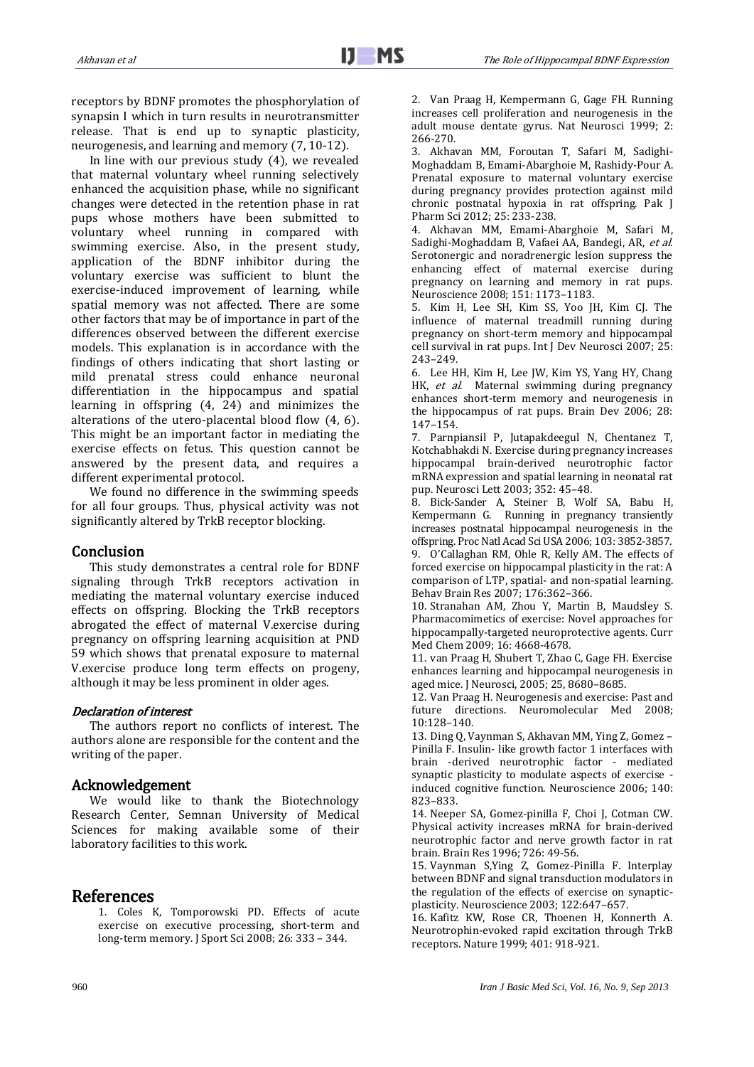receptors by BDNF promotes the phosphorylation of synapsin I which in turn results in neurotransmitter release. That is end up to synaptic plasticity, neurogenesis, and learning and memory (7, 10-12).

In line with our previous study (4), we revealed that maternal voluntary wheel running selectively enhanced the acquisition phase, while no significant changes were detected in the retention phase in rat pups whose mothers have been submitted to voluntary wheel running in compared with swimming exercise. Also, in the present study, application of the BDNF inhibitor during the voluntary exercise was sufficient to blunt the exercise-induced improvement of learning, while spatial memory was not affected. There are some other factors that may be of importance in part of the differences observed between the different exercise models. This explanation is in accordance with the findings of others indicating that short lasting or mild prenatal stress could enhance neuronal differentiation in the hippocampus and spatial learning in offspring (4, 24) and minimizes the alterations of the utero-placental blood flow (4, 6). This might be an important factor in mediating the exercise effects on fetus. This question cannot be answered by the present data, and requires a different experimental protocol.

We found no difference in the swimming speeds for all four groups. Thus, physical activity was not significantly altered by TrkB receptor blocking.

## Conclusion

This study demonstrates a central role for BDNF signaling through TrkB receptors activation in mediating the maternal voluntary exercise induced effects on offspring. Blocking the TrkB receptors abrogated the effect of maternal V.exercise during pregnancy on offspring learning acquisition at PND 59 which shows that prenatal exposure to maternal V.exercise produce long term effects on progeny, although it may be less prominent in older ages.

### *Declaration of interest*

The authors report no conflicts of interest. The authors alone are responsible for the content and the writing of the paper.

## Acknowledgement

We would like to thank the Biotechnology Research Center, Semnan University of Medical Sciences for making available some of their laboratory facilities to this work.

## References

1. Coles K, Tomporowski PD. Effects of acute exercise on executive processing, short-term and long-term memory. J Sport Sci 2008; 26: 333 – 344.
2. Van Praag H, Kempermann G, Gage FH. Running increases cell proliferation and neurogenesis in the adult mouse dentate gyrus. Nat Neurosci 1999; 2: 266-270.
3. Akhavan MM, Foroutan T, Safari M, Sadighi-Moghaddam B, Emami-Abarghoie M, Rashidy-Pour A. Prenatal exposure to maternal voluntary exercise during pregnancy provides protection against mild chronic postnatal hypoxia in rat offspring. Pak J Pharm Sci 2012; 25: 233-238.
4. Akhavan MM, Emami-Abarghoie M, Safari M, Sadighi-Moghaddam B, Vafaei AA, Bandegi, AR, *et al.* Serotonergic and noradrenergic lesion suppress the enhancing effect of maternal exercise during pregnancy on learning and memory in rat pups. Neuroscience 2008; 151: 1173–1183.
5. Kim H, Lee SH, Kim SS, Yoo JH, Kim CJ. The influence of maternal treadmill running during pregnancy on short-term memory and hippocampal cell survival in rat pups. Int J Dev Neurosci 2007; 25: 243–249.
6. Lee HH, Kim H, Lee JW, Kim YS, Yang HY, Chang HK, *et al.* Maternal swimming during pregnancy enhances short-term memory and neurogenesis in the hippocampus of rat pups. Brain Dev 2006; 28: 147–154.
7. Parnpiansil P, Jutapakdeegul N, Chentanez T, Kotchabhakdi N. Exercise during pregnancy increases hippocampal brain-derived neurotrophic factor mRNA expression and spatial learning in neonatal rat pup. Neurosci Lett 2003; 352: 45–48.
8. Bick-Sander A, Steiner B, Wolf SA, Babu H, Kempermann G. Running in pregnancy transiently increases postnatal hippocampal neurogenesis in the offspring. Proc Natl Acad Sci USA 2006; 103: 3852-3857.
9. O'Callaghan RM, Ohle R, Kelly AM. The effects of forced exercise on hippocampal plasticity in the rat: A comparison of LTP, spatial- and non-spatial learning. Behav Brain Res 2007; 176:362–366.
10. Stranahan AM, Zhou Y, Martin B, Maudsley S. Pharmacomimetics of exercise: Novel approaches for hippocampally-targeted neuroprotective agents. Curr Med Chem 2009; 16: 4668-4678.
11. van Praag H, Shubert T, Zhao C, Gage FH. Exercise enhances learning and hippocampal neurogenesis in aged mice. J Neurosci, 2005; 25, 8680–8685.
12. Van Praag H. Neurogenesis and exercise: Past and future directions. Neuromolecular Med 2008; 10:128–140.
13. Ding Q, Vaynman S, Akhavan MM, Ying Z, Gomez – Pinilla F. Insulin- like growth factor 1 interfaces with brain -derived neurotrophic factor - mediated synaptic plasticity to modulate aspects of exercise - induced cognitive function. Neuroscience 2006; 140: 823–833.
14. Neeper SA, Gomez-pinilla F, Choi J, Cotman CW. Physical activity increases mRNA for brain-derived neurotrophic factor and nerve growth factor in rat brain. Brain Res 1996; 726: 49-56.
15. Vaynman S,Ying Z, Gomez-Pinilla F. Interplay between BDNF and signal transduction modulators in the regulation of the effects of exercise on synaptic-plasticity. Neuroscience 2003; 122:647–657.
16. Kafitz KW, Rose CR, Thoenen H, Konnerth A. Neurotrophin-evoked rapid excitation through TrkB receptors. Nature 1999; 401: 918-921.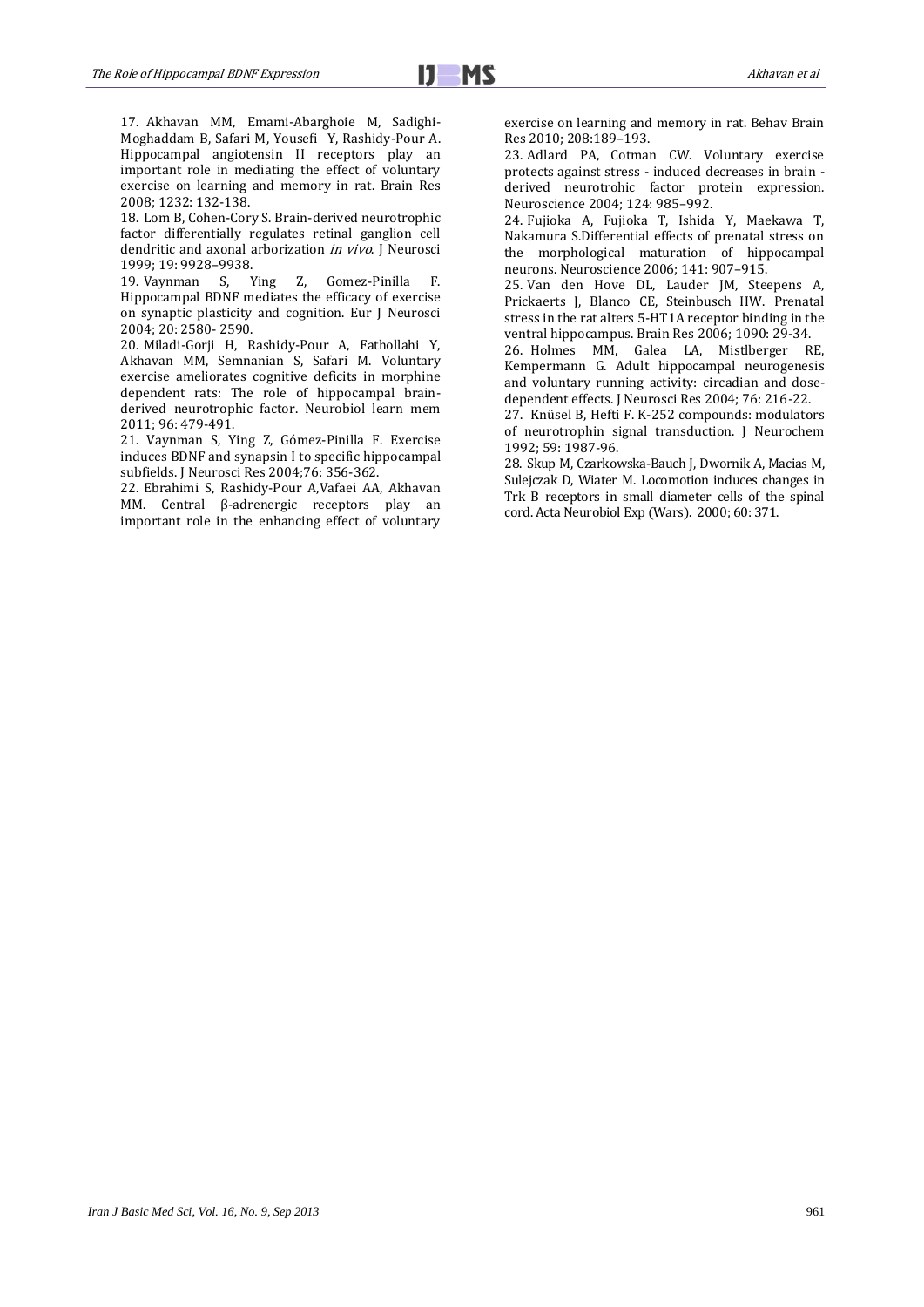17. Akhavan MM, Emami-Abarghoie M, Sadighi-Moghaddam B, Safari M, Yousefi Y, Rashidy-Pour A. Hippocampal angiotensin II receptors play an important role in mediating the effect of voluntary exercise on learning and memory in rat. Brain Res 2008; 1232: 132-138.

18. Lom B, Cohen-Cory S. Brain-derived neurotrophic factor differentially regulates retinal ganglion cell dendritic and axonal arborization *in vivo*. J Neurosci 1999; 19: 9928–9938.

19. Vaynman S, Ying Z, Gomez-Pinilla F. Hippocampal BDNF mediates the efficacy of exercise on synaptic plasticity and cognition. Eur J Neurosci 2004; 20: 2580- 2590.

20. Miladi-Gorji H, Rashidy-Pour A, Fathollahi Y, Akhavan MM, Semnanian S, Safari M. Voluntary exercise ameliorates cognitive deficits in morphine dependent rats: The role of hippocampal brain-derived neurotrophic factor. Neurobiol learn mem 2011; 96: 479-491.

21. Vaynman S, Ying Z, Gómez-Pinilla F. Exercise induces BDNF and synapsin I to specific hippocampal subfields. J Neurosci Res 2004;76: 356-362.

22. Ebrahimi S, Rashidy-Pour A,Vafaei AA, Akhavan MM. Central β-adrenergic receptors play an important role in the enhancing effect of voluntary exercise on learning and memory in rat. Behav Brain Res 2010; 208:189–193.

23. Adlard PA, Cotman CW. Voluntary exercise protects against stress - induced decreases in brain - derived neurotrohic factor protein expression. Neuroscience 2004; 124: 985–992.

24. Fujioka A, Fujioka T, Ishida Y, Maekawa T, Nakamura S.Differential effects of prenatal stress on the morphological maturation of hippocampal neurons. Neuroscience 2006; 141: 907–915.

25. Van den Hove DL, Lauder JM, Steepens A, Prickaerts J, Blanco CE, Steinbusch HW. Prenatal stress in the rat alters 5-HT1A receptor binding in the ventral hippocampus. Brain Res 2006; 1090: 29-34.

26. Holmes MM, Galea LA, Mistlberger RE, Kempermann G. Adult hippocampal neurogenesis and voluntary running activity: circadian and dose-dependent effects. J Neurosci Res 2004; 76: 216-22.

27. Knüsel B, Hefti F. K-252 compounds: modulators of neurotrophin signal transduction. J Neurochem 1992; 59: 1987-96.

28. Skup M, Czarkowska-Bauch J, Dwornik A, Macias M, Sulejczak D, Wiater M. Locomotion induces changes in Trk B receptors in small diameter cells of the spinal cord. Acta Neurobiol Exp (Wars). 2000; 60: 371.